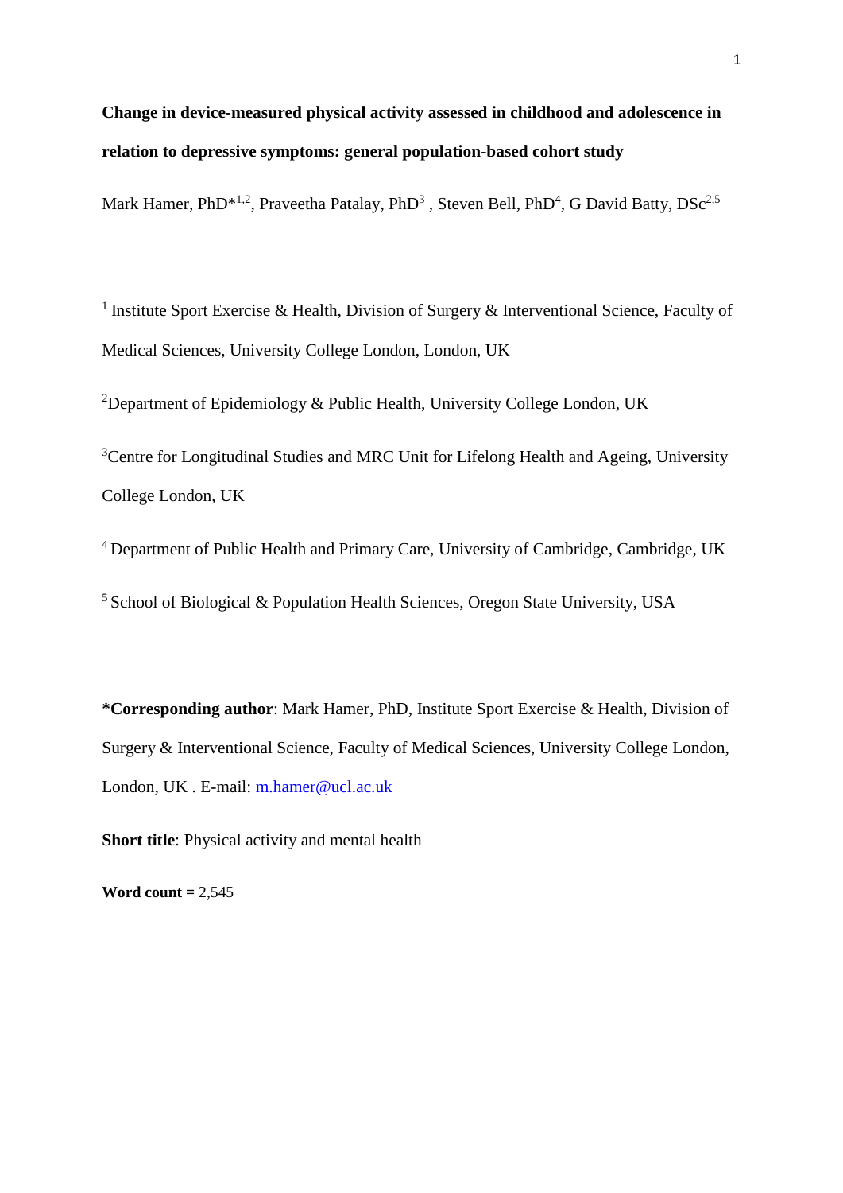**Change in device-measured physical activity assessed in childhood and adolescence in relation to depressive symptoms: general population-based cohort study**

Mark Hamer, PhD*[1,2], Praveetha Patalay, PhD[3] , Steven Bell, PhD[4], G David Batty, DSc[2,5]

[1] Institute Sport Exercise & Health, Division of Surgery & Interventional Science, Faculty of Medical Sciences, University College London, London, UK

[2]Department of Epidemiology & Public Health, University College London, UK

[3]Centre for Longitudinal Studies and MRC Unit for Lifelong Health and Ageing, University College London, UK

[4] Department of Public Health and Primary Care, University of Cambridge, Cambridge, UK

[5] School of Biological & Population Health Sciences, Oregon State University, USA

**\*Corresponding author**: Mark Hamer, PhD, Institute Sport Exercise & Health, Division of Surgery & Interventional Science, Faculty of Medical Sciences, University College London, London, UK . E-mail: m.hamer@ucl.ac.uk

**Short title**: Physical activity and mental health

**Word count =** 2,545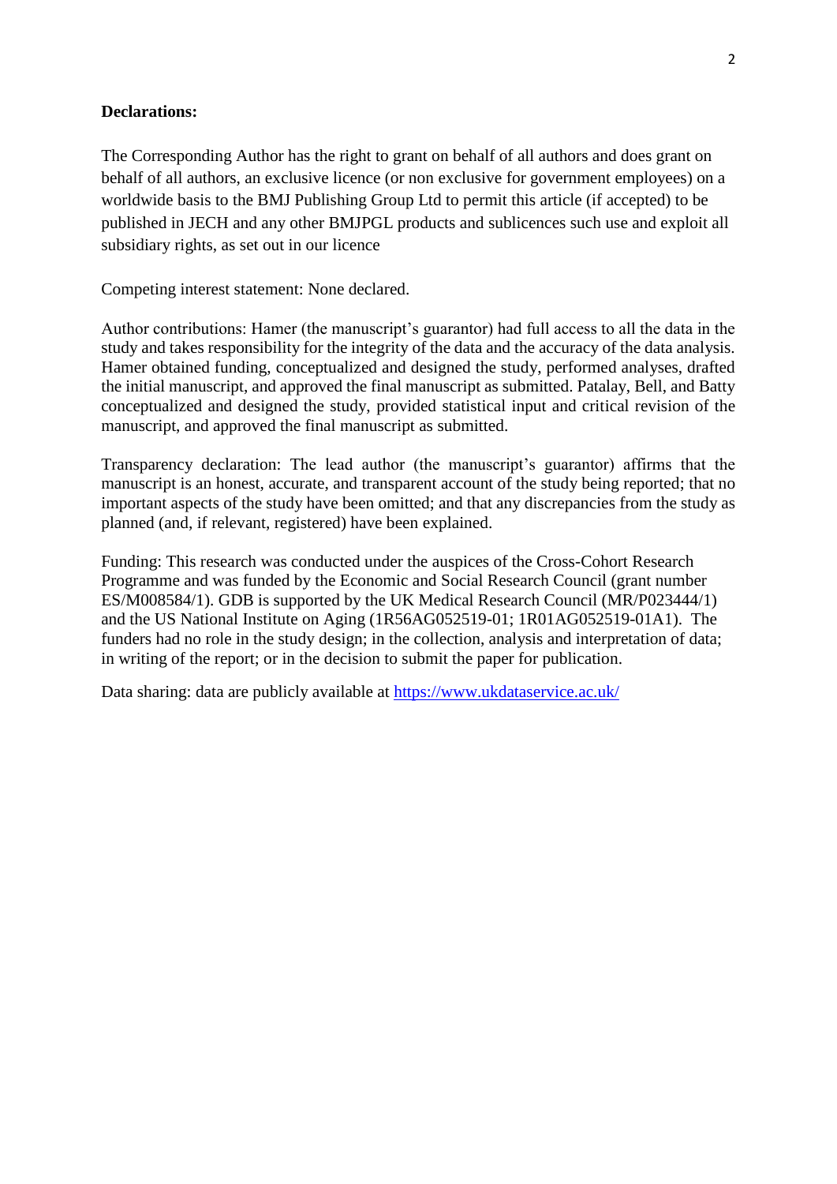**Declarations:**

The Corresponding Author has the right to grant on behalf of all authors and does grant on behalf of all authors, an exclusive licence (or non exclusive for government employees) on a worldwide basis to the BMJ Publishing Group Ltd to permit this article (if accepted) to be published in JECH and any other BMJPGL products and sublicences such use and exploit all subsidiary rights, as set out in our licence

Competing interest statement: None declared.

Author contributions: Hamer (the manuscript's guarantor) had full access to all the data in the study and takes responsibility for the integrity of the data and the accuracy of the data analysis. Hamer obtained funding, conceptualized and designed the study, performed analyses, drafted the initial manuscript, and approved the final manuscript as submitted. Patalay, Bell, and Batty conceptualized and designed the study, provided statistical input and critical revision of the manuscript, and approved the final manuscript as submitted.

Transparency declaration: The lead author (the manuscript's guarantor) affirms that the manuscript is an honest, accurate, and transparent account of the study being reported; that no important aspects of the study have been omitted; and that any discrepancies from the study as planned (and, if relevant, registered) have been explained.

Funding: This research was conducted under the auspices of the Cross-Cohort Research Programme and was funded by the Economic and Social Research Council (grant number ES/M008584/1). GDB is supported by the UK Medical Research Council (MR/P023444/1) and the US National Institute on Aging (1R56AG052519-01; 1R01AG052519-01A1). The funders had no role in the study design; in the collection, analysis and interpretation of data; in writing of the report; or in the decision to submit the paper for publication.

Data sharing: data are publicly available at https://www.ukdataservice.ac.uk/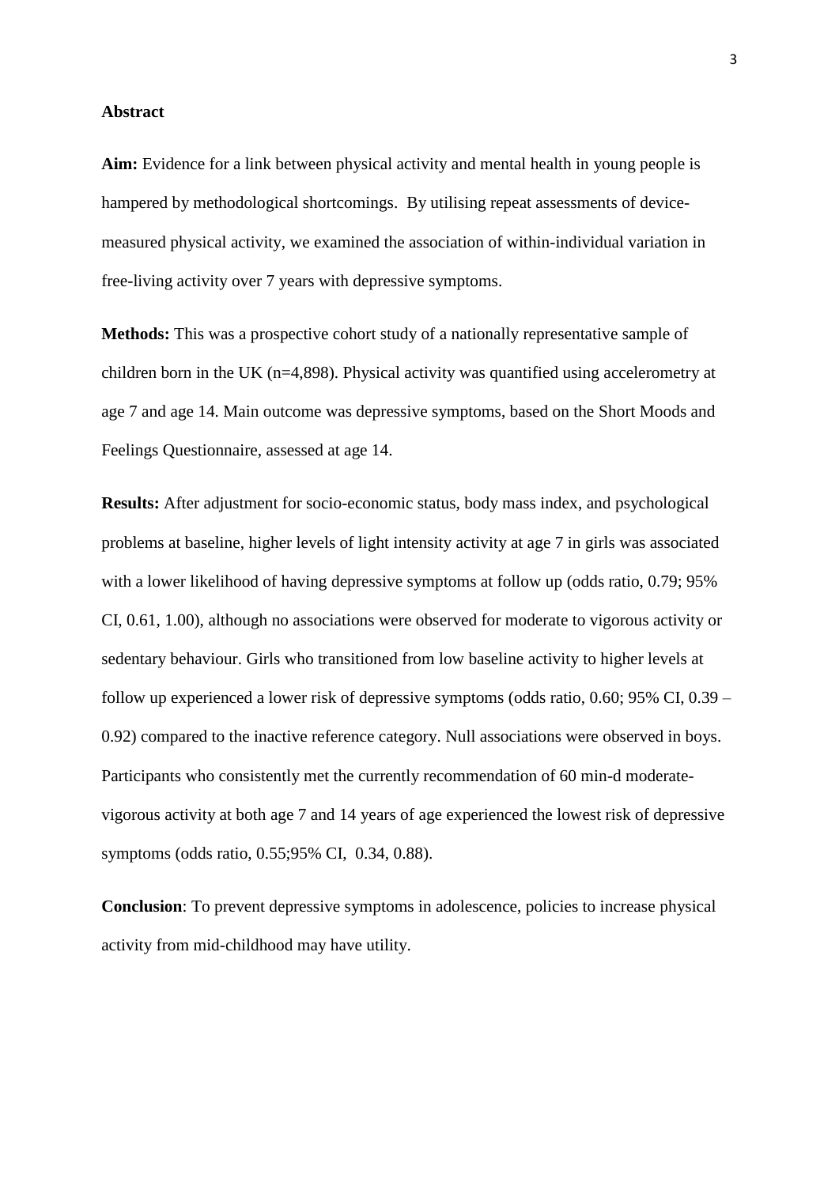## Abstract

**Aim:** Evidence for a link between physical activity and mental health in young people is hampered by methodological shortcomings. By utilising repeat assessments of device-measured physical activity, we examined the association of within-individual variation in free-living activity over 7 years with depressive symptoms.

**Methods:** This was a prospective cohort study of a nationally representative sample of children born in the UK (n=4,898). Physical activity was quantified using accelerometry at age 7 and age 14. Main outcome was depressive symptoms, based on the Short Moods and Feelings Questionnaire, assessed at age 14.

**Results:** After adjustment for socio-economic status, body mass index, and psychological problems at baseline, higher levels of light intensity activity at age 7 in girls was associated with a lower likelihood of having depressive symptoms at follow up (odds ratio, 0.79; 95% CI, 0.61, 1.00), although no associations were observed for moderate to vigorous activity or sedentary behaviour. Girls who transitioned from low baseline activity to higher levels at follow up experienced a lower risk of depressive symptoms (odds ratio, 0.60; 95% CI, 0.39 – 0.92) compared to the inactive reference category. Null associations were observed in boys. Participants who consistently met the currently recommendation of 60 min-d moderate-vigorous activity at both age 7 and 14 years of age experienced the lowest risk of depressive symptoms (odds ratio, 0.55;95% CI, 0.34, 0.88).

**Conclusion**: To prevent depressive symptoms in adolescence, policies to increase physical activity from mid-childhood may have utility.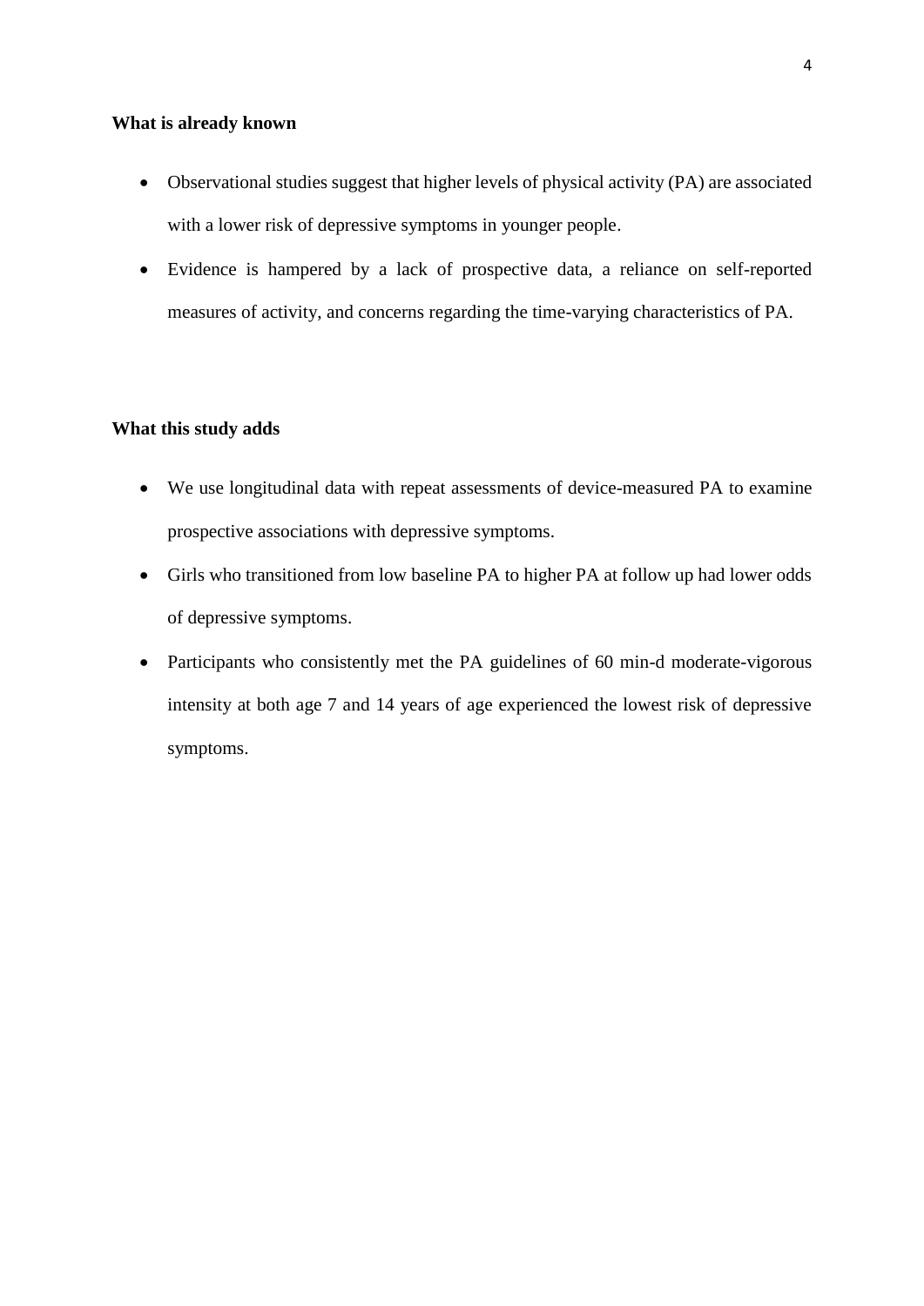**What is already known**

- Observational studies suggest that higher levels of physical activity (PA) are associated with a lower risk of depressive symptoms in younger people.
- Evidence is hampered by a lack of prospective data, a reliance on self-reported measures of activity, and concerns regarding the time-varying characteristics of PA.

**What this study adds**

- We use longitudinal data with repeat assessments of device-measured PA to examine prospective associations with depressive symptoms.
- Girls who transitioned from low baseline PA to higher PA at follow up had lower odds of depressive symptoms.
- Participants who consistently met the PA guidelines of 60 min-d moderate-vigorous intensity at both age 7 and 14 years of age experienced the lowest risk of depressive symptoms.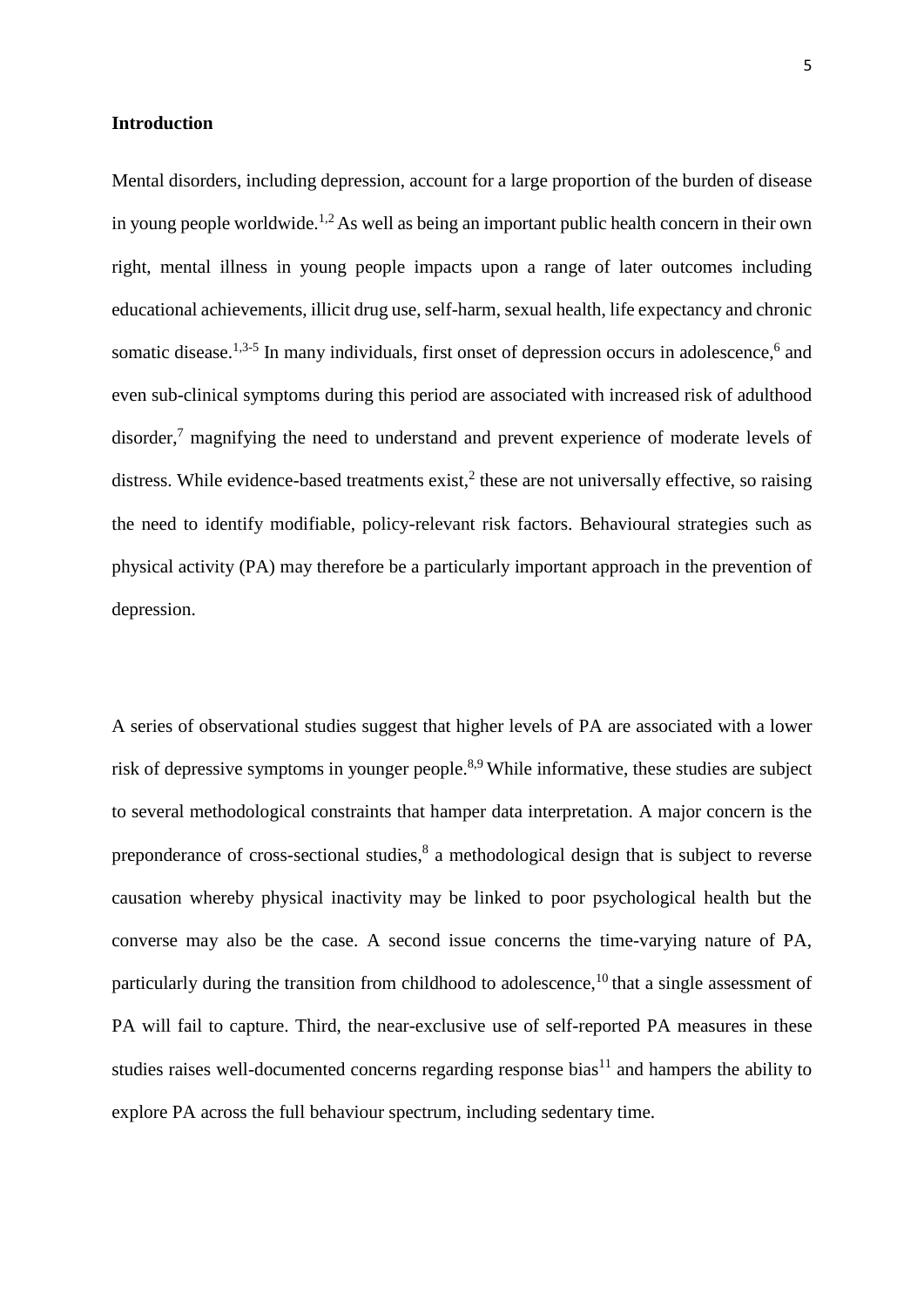**Introduction**

Mental disorders, including depression, account for a large proportion of the burden of disease in young people worldwide.[1,2] As well as being an important public health concern in their own right, mental illness in young people impacts upon a range of later outcomes including educational achievements, illicit drug use, self-harm, sexual health, life expectancy and chronic somatic disease.[1,3-5] In many individuals, first onset of depression occurs in adolescence,[6] and even sub-clinical symptoms during this period are associated with increased risk of adulthood disorder,[7] magnifying the need to understand and prevent experience of moderate levels of distress. While evidence-based treatments exist,[2] these are not universally effective, so raising the need to identify modifiable, policy-relevant risk factors. Behavioural strategies such as physical activity (PA) may therefore be a particularly important approach in the prevention of depression.

A series of observational studies suggest that higher levels of PA are associated with a lower risk of depressive symptoms in younger people.[8,9] While informative, these studies are subject to several methodological constraints that hamper data interpretation. A major concern is the preponderance of cross-sectional studies,[8] a methodological design that is subject to reverse causation whereby physical inactivity may be linked to poor psychological health but the converse may also be the case. A second issue concerns the time-varying nature of PA, particularly during the transition from childhood to adolescence,[10] that a single assessment of PA will fail to capture. Third, the near-exclusive use of self-reported PA measures in these studies raises well-documented concerns regarding response bias[11] and hampers the ability to explore PA across the full behaviour spectrum, including sedentary time.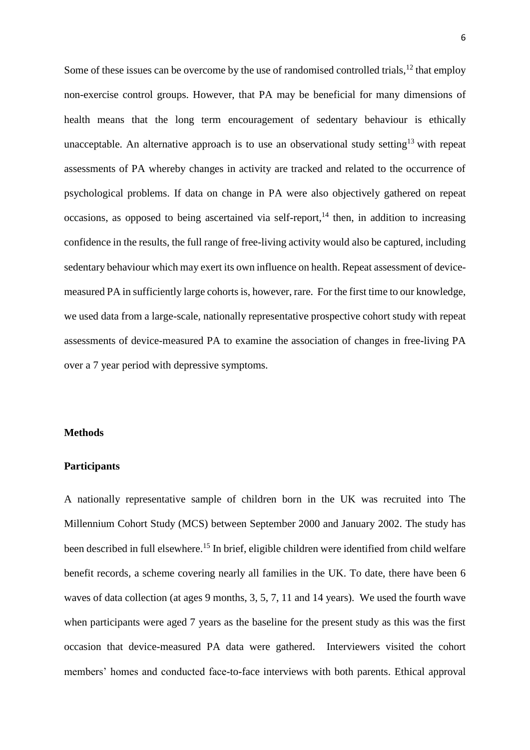Some of these issues can be overcome by the use of randomised controlled trials,[12] that employ non-exercise control groups. However, that PA may be beneficial for many dimensions of health means that the long term encouragement of sedentary behaviour is ethically unacceptable. An alternative approach is to use an observational study setting[13] with repeat assessments of PA whereby changes in activity are tracked and related to the occurrence of psychological problems. If data on change in PA were also objectively gathered on repeat occasions, as opposed to being ascertained via self-report,[14] then, in addition to increasing confidence in the results, the full range of free-living activity would also be captured, including sedentary behaviour which may exert its own influence on health. Repeat assessment of device-measured PA in sufficiently large cohorts is, however, rare. For the first time to our knowledge, we used data from a large-scale, nationally representative prospective cohort study with repeat assessments of device-measured PA to examine the association of changes in free-living PA over a 7 year period with depressive symptoms.

## Methods

### Participants

A nationally representative sample of children born in the UK was recruited into The Millennium Cohort Study (MCS) between September 2000 and January 2002. The study has been described in full elsewhere.[15] In brief, eligible children were identified from child welfare benefit records, a scheme covering nearly all families in the UK. To date, there have been 6 waves of data collection (at ages 9 months, 3, 5, 7, 11 and 14 years). We used the fourth wave when participants were aged 7 years as the baseline for the present study as this was the first occasion that device-measured PA data were gathered. Interviewers visited the cohort members' homes and conducted face-to-face interviews with both parents. Ethical approval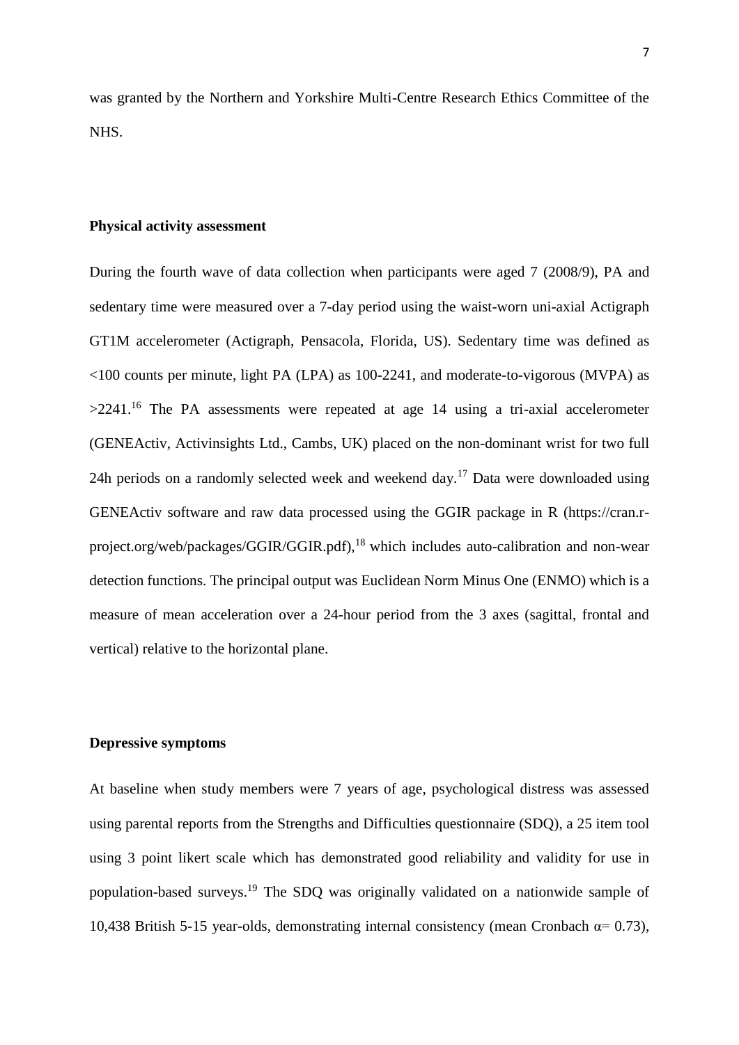was granted by the Northern and Yorkshire Multi-Centre Research Ethics Committee of the NHS.

**Physical activity assessment**

During the fourth wave of data collection when participants were aged 7 (2008/9), PA and sedentary time were measured over a 7-day period using the waist-worn uni-axial Actigraph GT1M accelerometer (Actigraph, Pensacola, Florida, US). Sedentary time was defined as <100 counts per minute, light PA (LPA) as 100-2241, and moderate-to-vigorous (MVPA) as >2241.[16] The PA assessments were repeated at age 14 using a tri-axial accelerometer (GENEActiv, Activinsights Ltd., Cambs, UK) placed on the non-dominant wrist for two full 24h periods on a randomly selected week and weekend day.[17] Data were downloaded using GENEActiv software and raw data processed using the GGIR package in R (https://cran.r-project.org/web/packages/GGIR/GGIR.pdf),[18] which includes auto-calibration and non-wear detection functions. The principal output was Euclidean Norm Minus One (ENMO) which is a measure of mean acceleration over a 24-hour period from the 3 axes (sagittal, frontal and vertical) relative to the horizontal plane.

**Depressive symptoms**

At baseline when study members were 7 years of age, psychological distress was assessed using parental reports from the Strengths and Difficulties questionnaire (SDQ), a 25 item tool using 3 point likert scale which has demonstrated good reliability and validity for use in population-based surveys.[19] The SDQ was originally validated on a nationwide sample of 10,438 British 5-15 year-olds, demonstrating internal consistency (mean Cronbach $\alpha$= 0.73),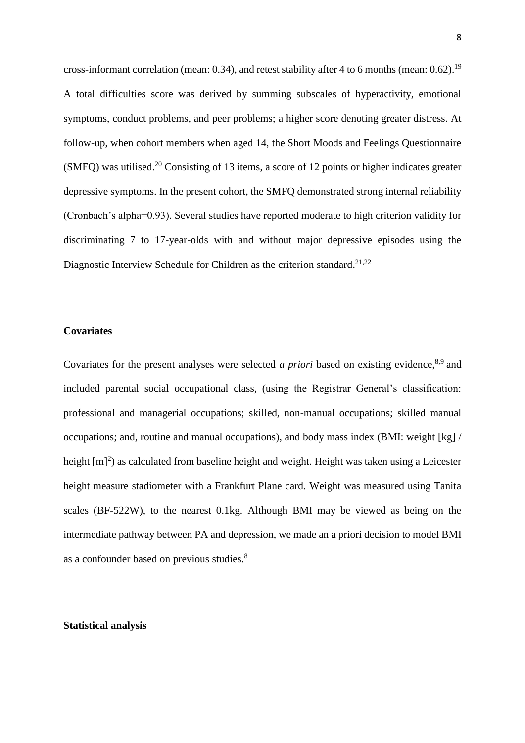cross-informant correlation (mean: 0.34), and retest stability after 4 to 6 months (mean: 0.62).[19] A total difficulties score was derived by summing subscales of hyperactivity, emotional symptoms, conduct problems, and peer problems; a higher score denoting greater distress. At follow-up, when cohort members when aged 14, the Short Moods and Feelings Questionnaire (SMFQ) was utilised.[20] Consisting of 13 items, a score of 12 points or higher indicates greater depressive symptoms. In the present cohort, the SMFQ demonstrated strong internal reliability (Cronbach's alpha=0.93). Several studies have reported moderate to high criterion validity for discriminating 7 to 17-year-olds with and without major depressive episodes using the Diagnostic Interview Schedule for Children as the criterion standard.[21,22]

**Covariates**

Covariates for the present analyses were selected *a priori* based on existing evidence,[8,9] and included parental social occupational class, (using the Registrar General's classification: professional and managerial occupations; skilled, non-manual occupations; skilled manual occupations; and, routine and manual occupations), and body mass index (BMI: weight [kg] / height [m]$^2$) as calculated from baseline height and weight. Height was taken using a Leicester height measure stadiometer with a Frankfurt Plane card. Weight was measured using Tanita scales (BF-522W), to the nearest 0.1kg. Although BMI may be viewed as being on the intermediate pathway between PA and depression, we made an a priori decision to model BMI as a confounder based on previous studies.[8]

**Statistical analysis**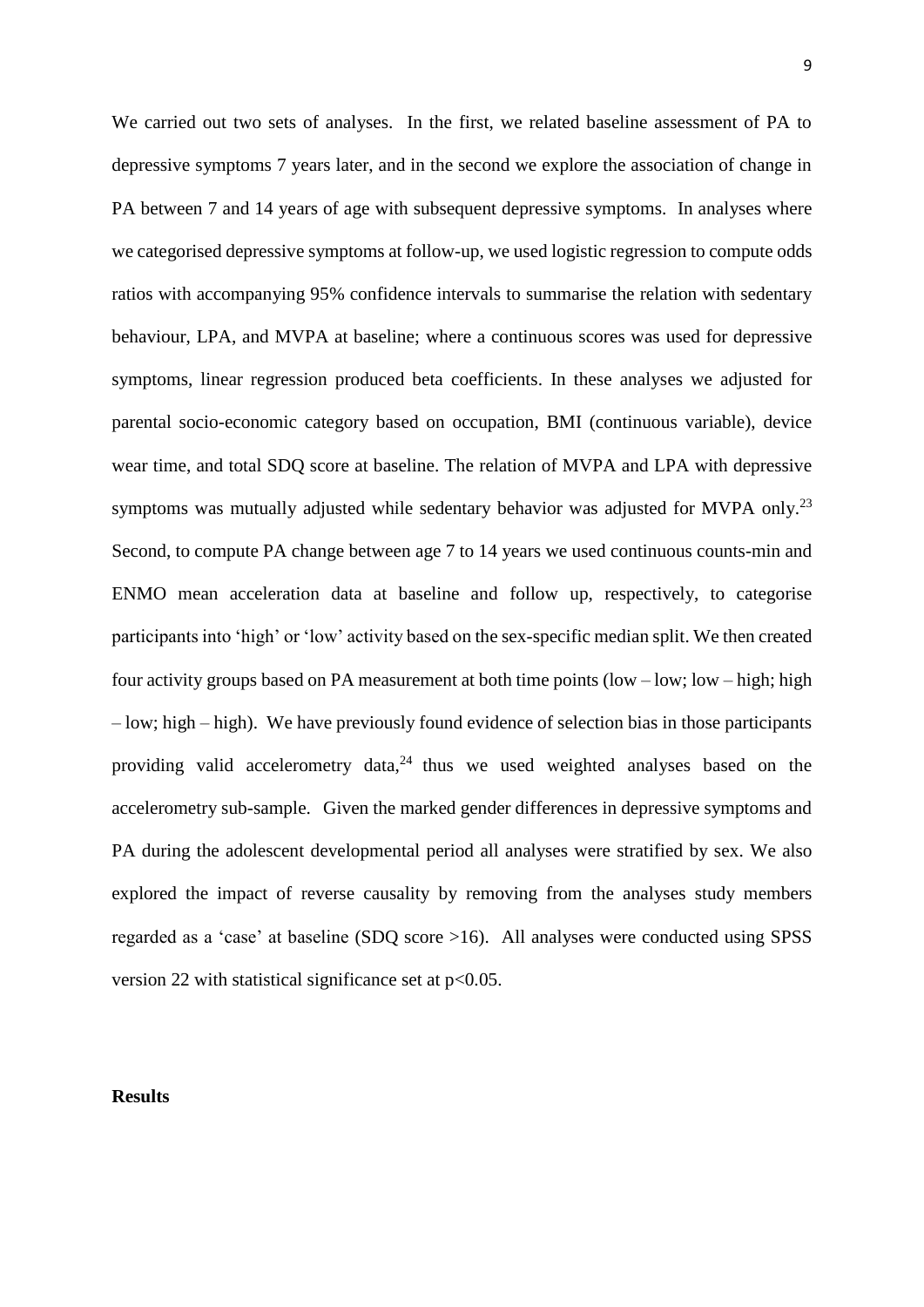We carried out two sets of analyses. In the first, we related baseline assessment of PA to depressive symptoms 7 years later, and in the second we explore the association of change in PA between 7 and 14 years of age with subsequent depressive symptoms. In analyses where we categorised depressive symptoms at follow-up, we used logistic regression to compute odds ratios with accompanying 95% confidence intervals to summarise the relation with sedentary behaviour, LPA, and MVPA at baseline; where a continuous scores was used for depressive symptoms, linear regression produced beta coefficients. In these analyses we adjusted for parental socio-economic category based on occupation, BMI (continuous variable), device wear time, and total SDQ score at baseline. The relation of MVPA and LPA with depressive symptoms was mutually adjusted while sedentary behavior was adjusted for MVPA only.[23] Second, to compute PA change between age 7 to 14 years we used continuous counts-min and ENMO mean acceleration data at baseline and follow up, respectively, to categorise participants into 'high' or 'low' activity based on the sex-specific median split. We then created four activity groups based on PA measurement at both time points (low – low; low – high; high – low; high – high). We have previously found evidence of selection bias in those participants providing valid accelerometry data,[24] thus we used weighted analyses based on the accelerometry sub-sample. Given the marked gender differences in depressive symptoms and PA during the adolescent developmental period all analyses were stratified by sex. We also explored the impact of reverse causality by removing from the analyses study members regarded as a 'case' at baseline (SDQ score >16). All analyses were conducted using SPSS version 22 with statistical significance set at $p<0.05$.

**Results**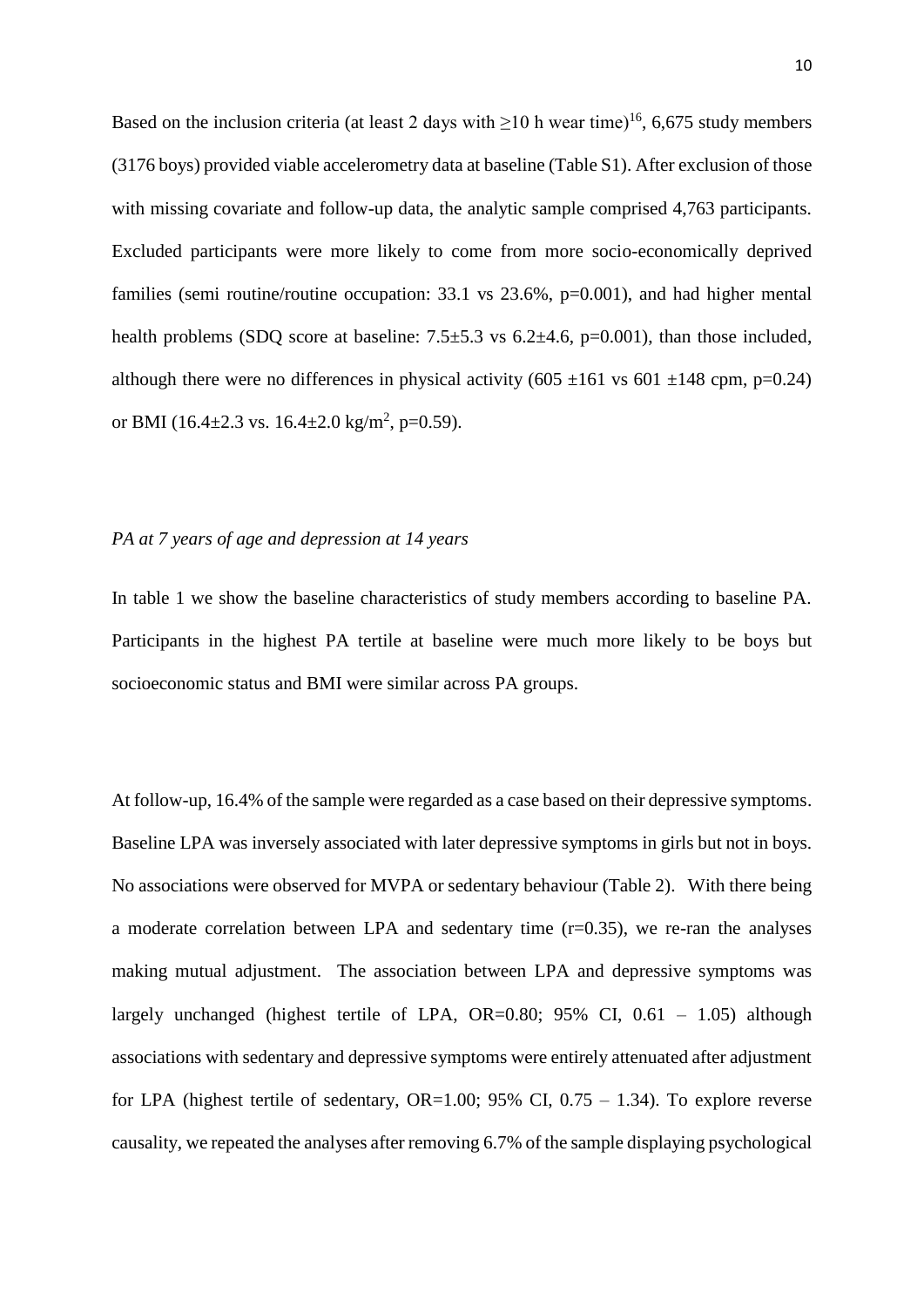Based on the inclusion criteria (at least 2 days with ≥10 h wear time)[16], 6,675 study members (3176 boys) provided viable accelerometry data at baseline (Table S1). After exclusion of those with missing covariate and follow-up data, the analytic sample comprised 4,763 participants. Excluded participants were more likely to come from more socio-economically deprived families (semi routine/routine occupation: 33.1 vs 23.6%, p=0.001), and had higher mental health problems (SDQ score at baseline: 7.5±5.3 vs 6.2±4.6, p=0.001), than those included, although there were no differences in physical activity (605 ±161 vs 601 ±148 cpm, p=0.24) or BMI (16.4±2.3 vs. 16.4±2.0 kg/m$^2$, p=0.59).

*PA at 7 years of age and depression at 14 years*

In table 1 we show the baseline characteristics of study members according to baseline PA. Participants in the highest PA tertile at baseline were much more likely to be boys but socioeconomic status and BMI were similar across PA groups.

At follow-up, 16.4% of the sample were regarded as a case based on their depressive symptoms. Baseline LPA was inversely associated with later depressive symptoms in girls but not in boys. No associations were observed for MVPA or sedentary behaviour (Table 2). With there being a moderate correlation between LPA and sedentary time (r=0.35), we re-ran the analyses making mutual adjustment. The association between LPA and depressive symptoms was largely unchanged (highest tertile of LPA, OR=0.80; 95% CI, 0.61 – 1.05) although associations with sedentary and depressive symptoms were entirely attenuated after adjustment for LPA (highest tertile of sedentary, OR=1.00; 95% CI, 0.75 – 1.34). To explore reverse causality, we repeated the analyses after removing 6.7% of the sample displaying psychological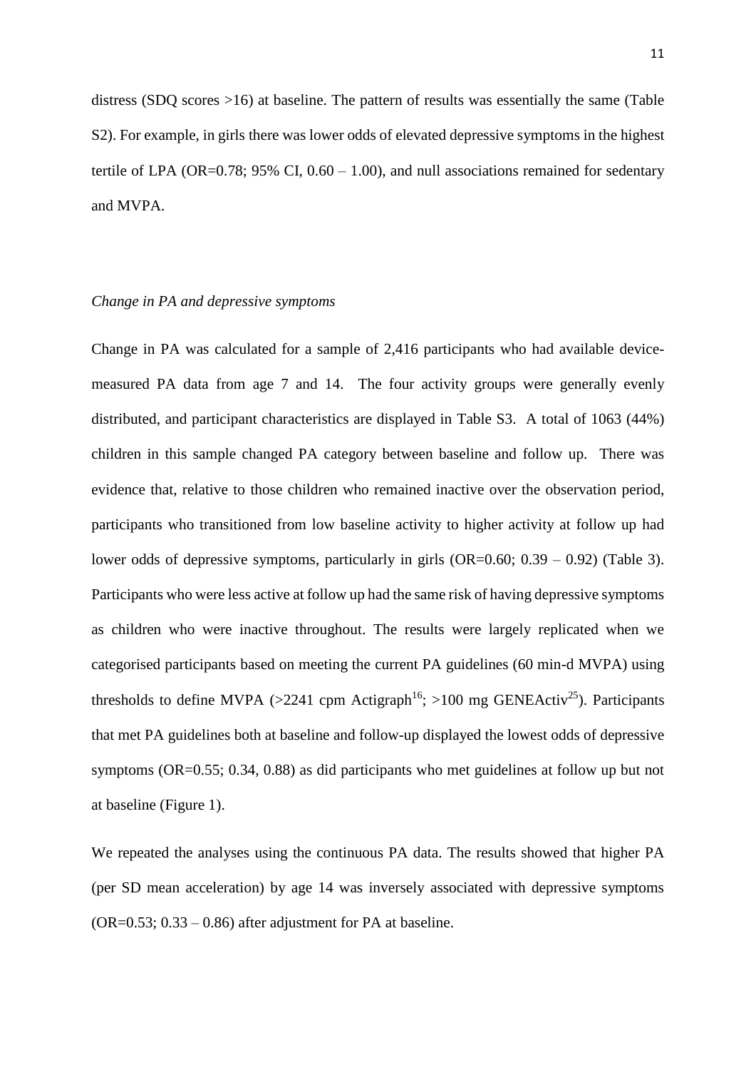distress (SDQ scores >16) at baseline. The pattern of results was essentially the same (Table S2). For example, in girls there was lower odds of elevated depressive symptoms in the highest tertile of LPA (OR=0.78; 95% CI, 0.60 – 1.00), and null associations remained for sedentary and MVPA.

*Change in PA and depressive symptoms*

Change in PA was calculated for a sample of 2,416 participants who had available device-measured PA data from age 7 and 14. The four activity groups were generally evenly distributed, and participant characteristics are displayed in Table S3. A total of 1063 (44%) children in this sample changed PA category between baseline and follow up. There was evidence that, relative to those children who remained inactive over the observation period, participants who transitioned from low baseline activity to higher activity at follow up had lower odds of depressive symptoms, particularly in girls (OR=0.60; 0.39 – 0.92) (Table 3). Participants who were less active at follow up had the same risk of having depressive symptoms as children who were inactive throughout. The results were largely replicated when we categorised participants based on meeting the current PA guidelines (60 min-d MVPA) using thresholds to define MVPA (>2241 cpm Actigraph[16]; >100 mg GENEActiv[25]). Participants that met PA guidelines both at baseline and follow-up displayed the lowest odds of depressive symptoms (OR=0.55; 0.34, 0.88) as did participants who met guidelines at follow up but not at baseline (Figure 1).

We repeated the analyses using the continuous PA data. The results showed that higher PA (per SD mean acceleration) by age 14 was inversely associated with depressive symptoms (OR=0.53; 0.33 – 0.86) after adjustment for PA at baseline.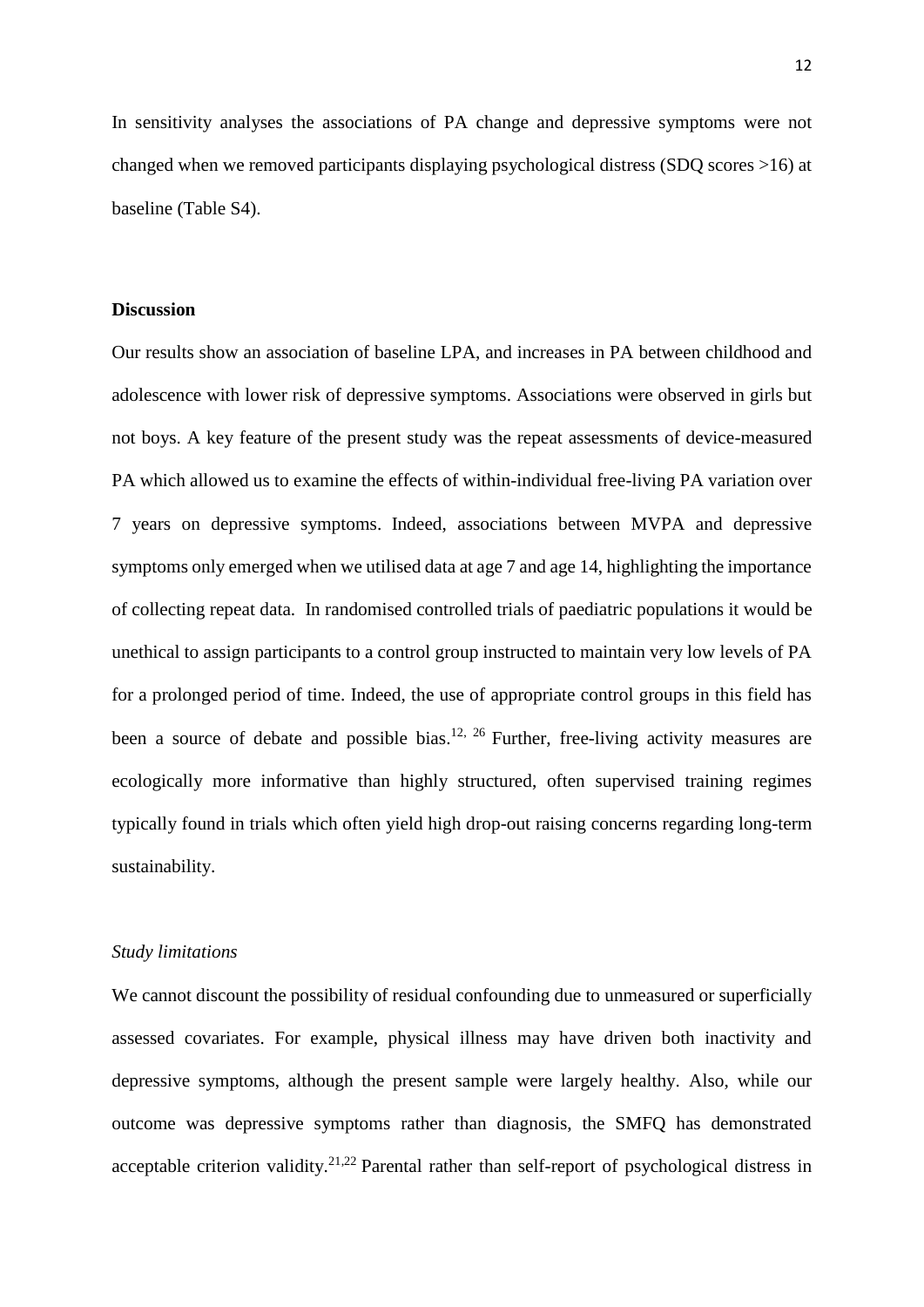In sensitivity analyses the associations of PA change and depressive symptoms were not changed when we removed participants displaying psychological distress (SDQ scores >16) at baseline (Table S4).

## Discussion

Our results show an association of baseline LPA, and increases in PA between childhood and adolescence with lower risk of depressive symptoms. Associations were observed in girls but not boys. A key feature of the present study was the repeat assessments of device-measured PA which allowed us to examine the effects of within-individual free-living PA variation over 7 years on depressive symptoms. Indeed, associations between MVPA and depressive symptoms only emerged when we utilised data at age 7 and age 14, highlighting the importance of collecting repeat data. In randomised controlled trials of paediatric populations it would be unethical to assign participants to a control group instructed to maintain very low levels of PA for a prolonged period of time. Indeed, the use of appropriate control groups in this field has been a source of debate and possible bias.[12, 26] Further, free-living activity measures are ecologically more informative than highly structured, often supervised training regimes typically found in trials which often yield high drop-out raising concerns regarding long-term sustainability.

### *Study limitations*

We cannot discount the possibility of residual confounding due to unmeasured or superficially assessed covariates. For example, physical illness may have driven both inactivity and depressive symptoms, although the present sample were largely healthy. Also, while our outcome was depressive symptoms rather than diagnosis, the SMFQ has demonstrated acceptable criterion validity.[21,22] Parental rather than self-report of psychological distress in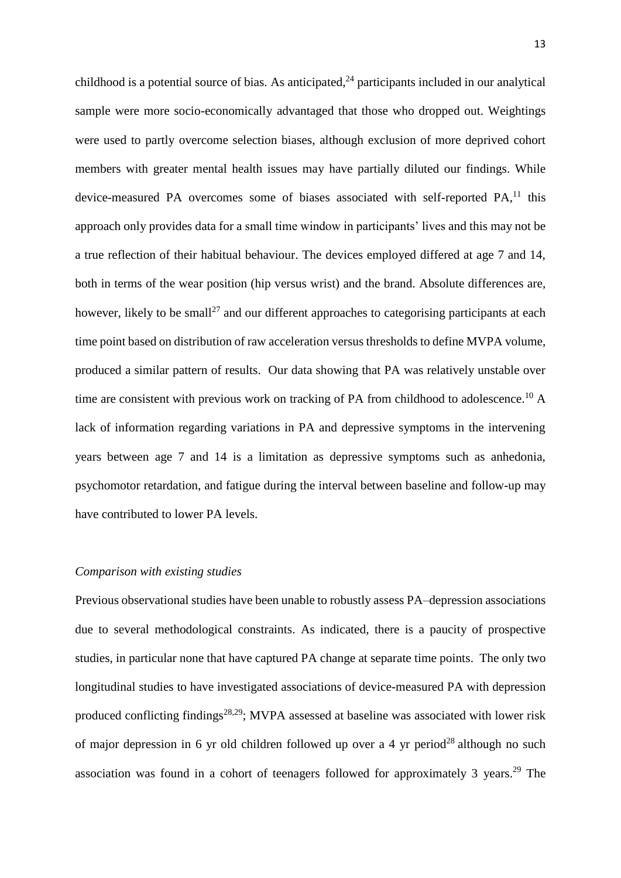childhood is a potential source of bias. As anticipated,[24] participants included in our analytical sample were more socio-economically advantaged that those who dropped out. Weightings were used to partly overcome selection biases, although exclusion of more deprived cohort members with greater mental health issues may have partially diluted our findings. While device-measured PA overcomes some of biases associated with self-reported PA,[11] this approach only provides data for a small time window in participants' lives and this may not be a true reflection of their habitual behaviour. The devices employed differed at age 7 and 14, both in terms of the wear position (hip versus wrist) and the brand. Absolute differences are, however, likely to be small[27] and our different approaches to categorising participants at each time point based on distribution of raw acceleration versus thresholds to define MVPA volume, produced a similar pattern of results. Our data showing that PA was relatively unstable over time are consistent with previous work on tracking of PA from childhood to adolescence.[10] A lack of information regarding variations in PA and depressive symptoms in the intervening years between age 7 and 14 is a limitation as depressive symptoms such as anhedonia, psychomotor retardation, and fatigue during the interval between baseline and follow-up may have contributed to lower PA levels.

*Comparison with existing studies*

Previous observational studies have been unable to robustly assess PA–depression associations due to several methodological constraints. As indicated, there is a paucity of prospective studies, in particular none that have captured PA change at separate time points. The only two longitudinal studies to have investigated associations of device-measured PA with depression produced conflicting findings[28,29]; MVPA assessed at baseline was associated with lower risk of major depression in 6 yr old children followed up over a 4 yr period[28] although no such association was found in a cohort of teenagers followed for approximately 3 years.[29] The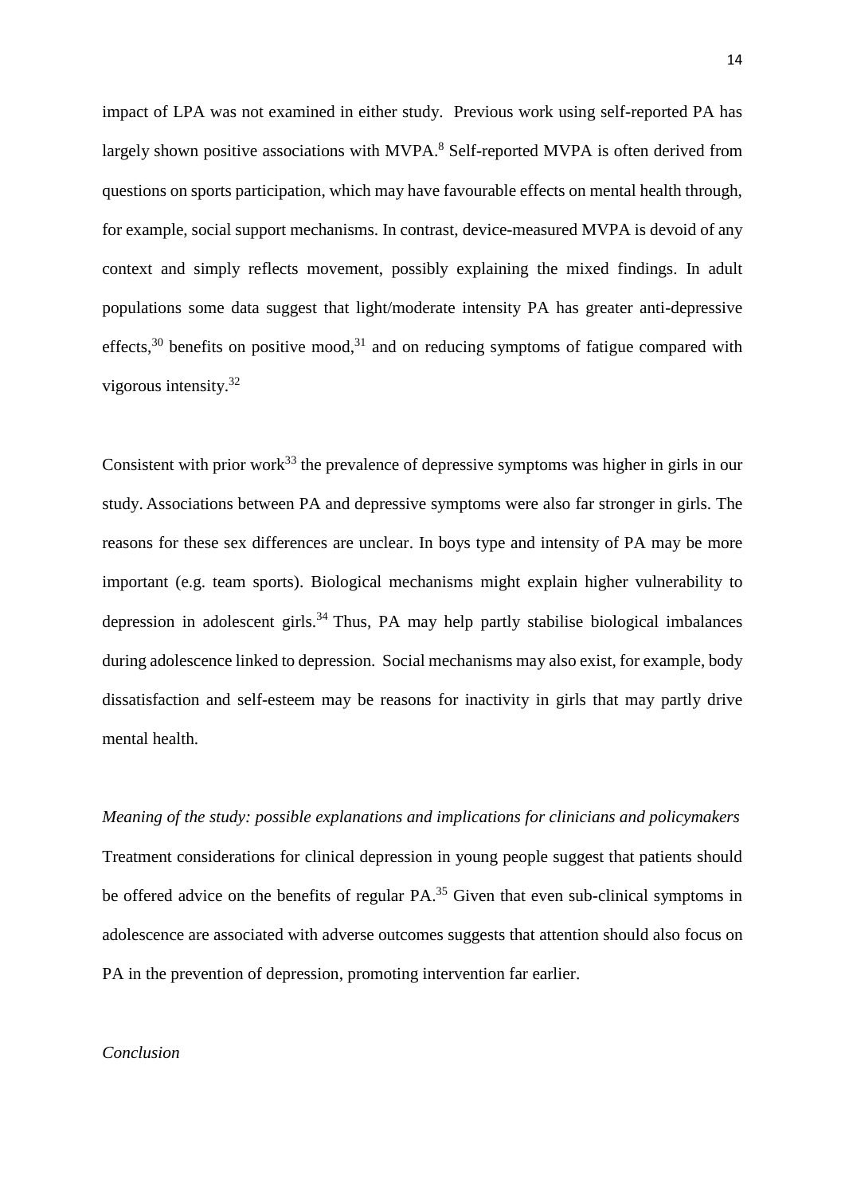impact of LPA was not examined in either study. Previous work using self-reported PA has largely shown positive associations with MVPA.[8] Self-reported MVPA is often derived from questions on sports participation, which may have favourable effects on mental health through, for example, social support mechanisms. In contrast, device-measured MVPA is devoid of any context and simply reflects movement, possibly explaining the mixed findings. In adult populations some data suggest that light/moderate intensity PA has greater anti-depressive effects,[30] benefits on positive mood,[31] and on reducing symptoms of fatigue compared with vigorous intensity.[32]

Consistent with prior work[33] the prevalence of depressive symptoms was higher in girls in our study. Associations between PA and depressive symptoms were also far stronger in girls. The reasons for these sex differences are unclear. In boys type and intensity of PA may be more important (e.g. team sports). Biological mechanisms might explain higher vulnerability to depression in adolescent girls.[34] Thus, PA may help partly stabilise biological imbalances during adolescence linked to depression. Social mechanisms may also exist, for example, body dissatisfaction and self-esteem may be reasons for inactivity in girls that may partly drive mental health.

*Meaning of the study: possible explanations and implications for clinicians and policymakers*

Treatment considerations for clinical depression in young people suggest that patients should be offered advice on the benefits of regular PA.[35] Given that even sub-clinical symptoms in adolescence are associated with adverse outcomes suggests that attention should also focus on PA in the prevention of depression, promoting intervention far earlier.

*Conclusion*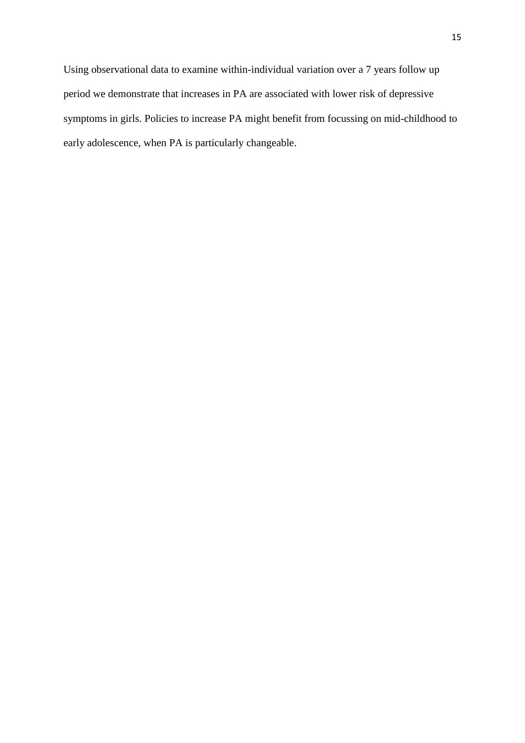Using observational data to examine within-individual variation over a 7 years follow up period we demonstrate that increases in PA are associated with lower risk of depressive symptoms in girls. Policies to increase PA might benefit from focussing on mid-childhood to early adolescence, when PA is particularly changeable.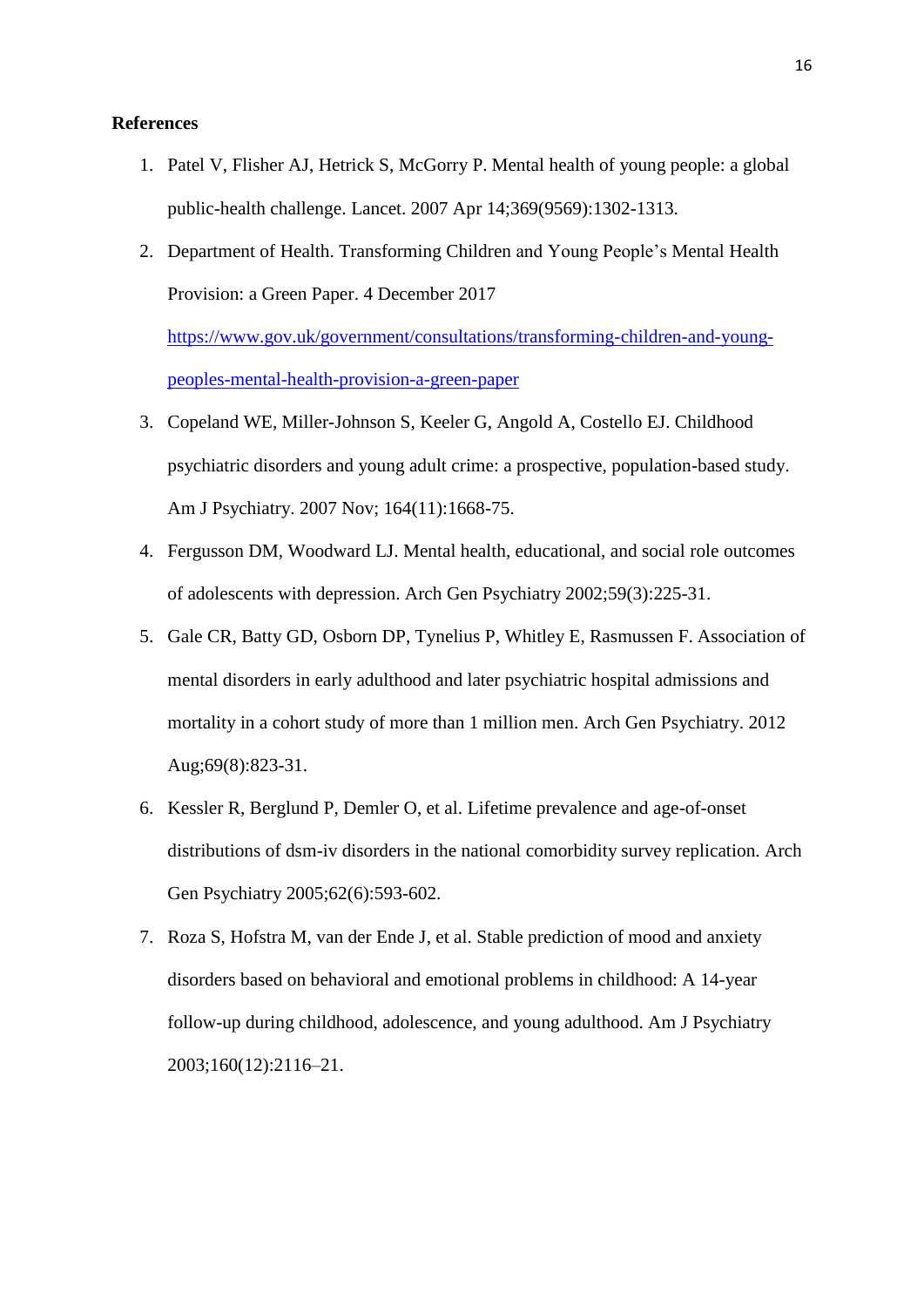**References**

1. Patel V, Flisher AJ, Hetrick S, McGorry P. Mental health of young people: a global public-health challenge. Lancet. 2007 Apr 14;369(9569):1302-1313.
2. Department of Health. Transforming Children and Young People's Mental Health Provision: a Green Paper. 4 December 2017 [https://www.gov.uk/government/consultations/transforming-children-and-young-peoples-mental-health-provision-a-green-paper](https://www.gov.uk/government/consultations/transforming-children-and-young-peoples-mental-health-provision-a-green-paper)
3. Copeland WE, Miller-Johnson S, Keeler G, Angold A, Costello EJ. Childhood psychiatric disorders and young adult crime: a prospective, population-based study. Am J Psychiatry. 2007 Nov; 164(11):1668-75.
4. Fergusson DM, Woodward LJ. Mental health, educational, and social role outcomes of adolescents with depression. Arch Gen Psychiatry 2002;59(3):225-31.
5. Gale CR, Batty GD, Osborn DP, Tynelius P, Whitley E, Rasmussen F. Association of mental disorders in early adulthood and later psychiatric hospital admissions and mortality in a cohort study of more than 1 million men. Arch Gen Psychiatry. 2012 Aug;69(8):823-31.
6. Kessler R, Berglund P, Demler O, et al. Lifetime prevalence and age-of-onset distributions of dsm-iv disorders in the national comorbidity survey replication. Arch Gen Psychiatry 2005;62(6):593-602.
7. Roza S, Hofstra M, van der Ende J, et al. Stable prediction of mood and anxiety disorders based on behavioral and emotional problems in childhood: A 14-year follow-up during childhood, adolescence, and young adulthood. Am J Psychiatry 2003;160(12):2116–21.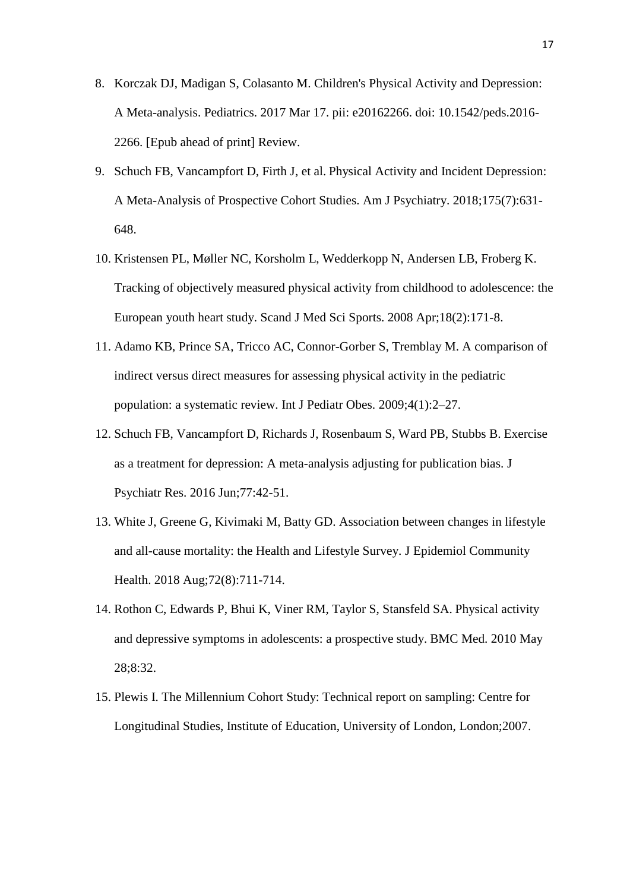8. Korczak DJ, Madigan S, Colasanto M. Children's Physical Activity and Depression: A Meta-analysis. Pediatrics. 2017 Mar 17. pii: e20162266. doi: 10.1542/peds.2016-2266. [Epub ahead of print] Review.
9. Schuch FB, Vancampfort D, Firth J, et al. Physical Activity and Incident Depression: A Meta-Analysis of Prospective Cohort Studies. Am J Psychiatry. 2018;175(7):631-648.
10. Kristensen PL, Møller NC, Korsholm L, Wedderkopp N, Andersen LB, Froberg K. Tracking of objectively measured physical activity from childhood to adolescence: the European youth heart study. Scand J Med Sci Sports. 2008 Apr;18(2):171-8.
11. Adamo KB, Prince SA, Tricco AC, Connor-Gorber S, Tremblay M. A comparison of indirect versus direct measures for assessing physical activity in the pediatric population: a systematic review. Int J Pediatr Obes. 2009;4(1):2–27.
12. Schuch FB, Vancampfort D, Richards J, Rosenbaum S, Ward PB, Stubbs B. Exercise as a treatment for depression: A meta-analysis adjusting for publication bias. J Psychiatr Res. 2016 Jun;77:42-51.
13. White J, Greene G, Kivimaki M, Batty GD. Association between changes in lifestyle and all-cause mortality: the Health and Lifestyle Survey. J Epidemiol Community Health. 2018 Aug;72(8):711-714.
14. Rothon C, Edwards P, Bhui K, Viner RM, Taylor S, Stansfeld SA. Physical activity and depressive symptoms in adolescents: a prospective study. BMC Med. 2010 May 28;8:32.
15. Plewis I. The Millennium Cohort Study: Technical report on sampling: Centre for Longitudinal Studies, Institute of Education, University of London, London;2007.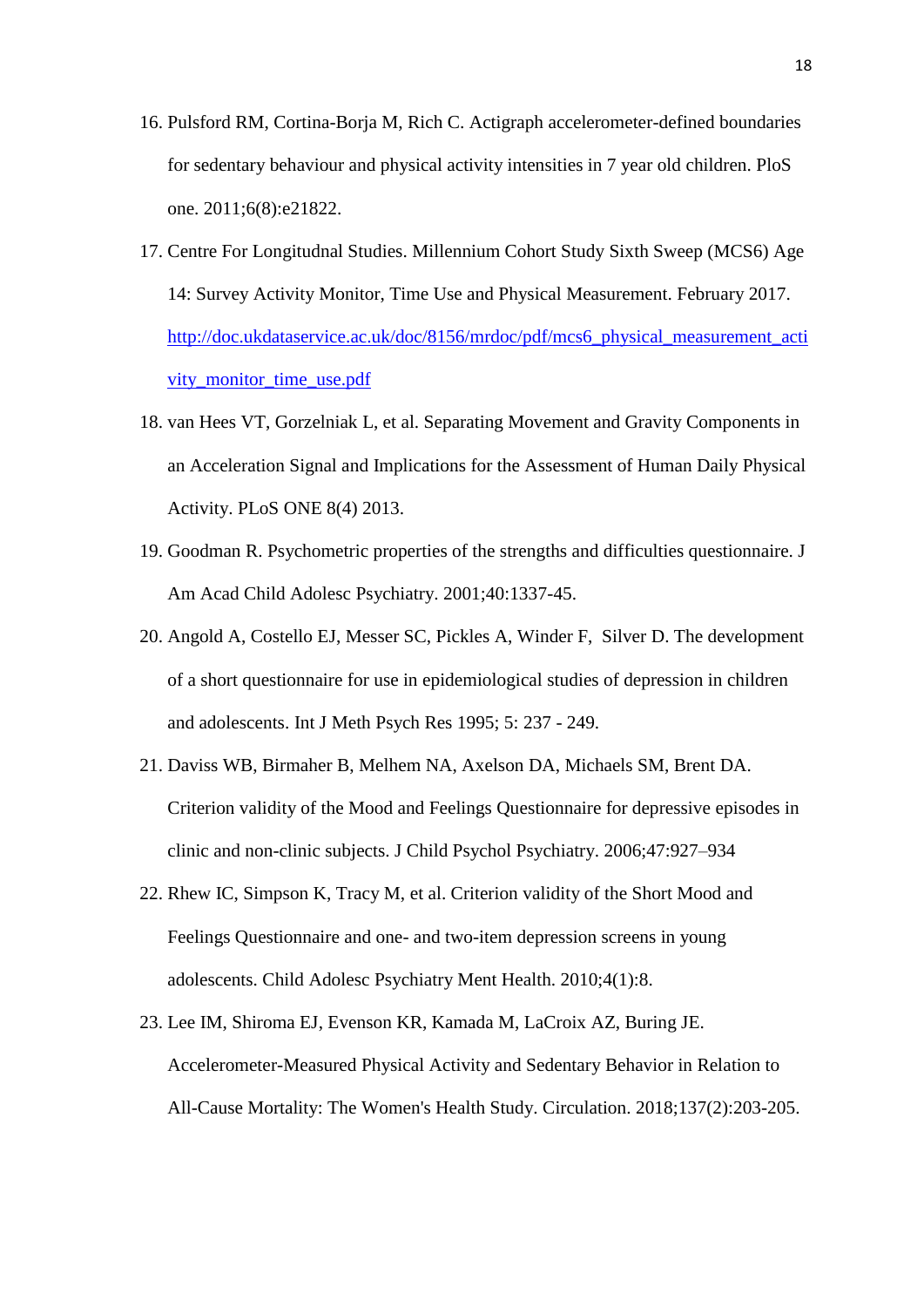16. Pulsford RM, Cortina-Borja M, Rich C. Actigraph accelerometer-defined boundaries for sedentary behaviour and physical activity intensities in 7 year old children. PloS one. 2011;6(8):e21822.
17. Centre For Longitudnal Studies. Millennium Cohort Study Sixth Sweep (MCS6) Age 14: Survey Activity Monitor, Time Use and Physical Measurement. February 2017. http://doc.ukdataservice.ac.uk/doc/8156/mrdoc/pdf/mcs6_physical_measurement_activity_monitor_time_use.pdf
18. van Hees VT, Gorzelniak L, et al. Separating Movement and Gravity Components in an Acceleration Signal and Implications for the Assessment of Human Daily Physical Activity. PLoS ONE 8(4) 2013.
19. Goodman R. Psychometric properties of the strengths and difficulties questionnaire. J Am Acad Child Adolesc Psychiatry. 2001;40:1337-45.
20. Angold A, Costello EJ, Messer SC, Pickles A, Winder F, Silver D. The development of a short questionnaire for use in epidemiological studies of depression in children and adolescents. Int J Meth Psych Res 1995; 5: 237 - 249.
21. Daviss WB, Birmaher B, Melhem NA, Axelson DA, Michaels SM, Brent DA. Criterion validity of the Mood and Feelings Questionnaire for depressive episodes in clinic and non-clinic subjects. J Child Psychol Psychiatry. 2006;47:927–934
22. Rhew IC, Simpson K, Tracy M, et al. Criterion validity of the Short Mood and Feelings Questionnaire and one- and two-item depression screens in young adolescents. Child Adolesc Psychiatry Ment Health. 2010;4(1):8.
23. Lee IM, Shiroma EJ, Evenson KR, Kamada M, LaCroix AZ, Buring JE. Accelerometer-Measured Physical Activity and Sedentary Behavior in Relation to All-Cause Mortality: The Women's Health Study. Circulation. 2018;137(2):203-205.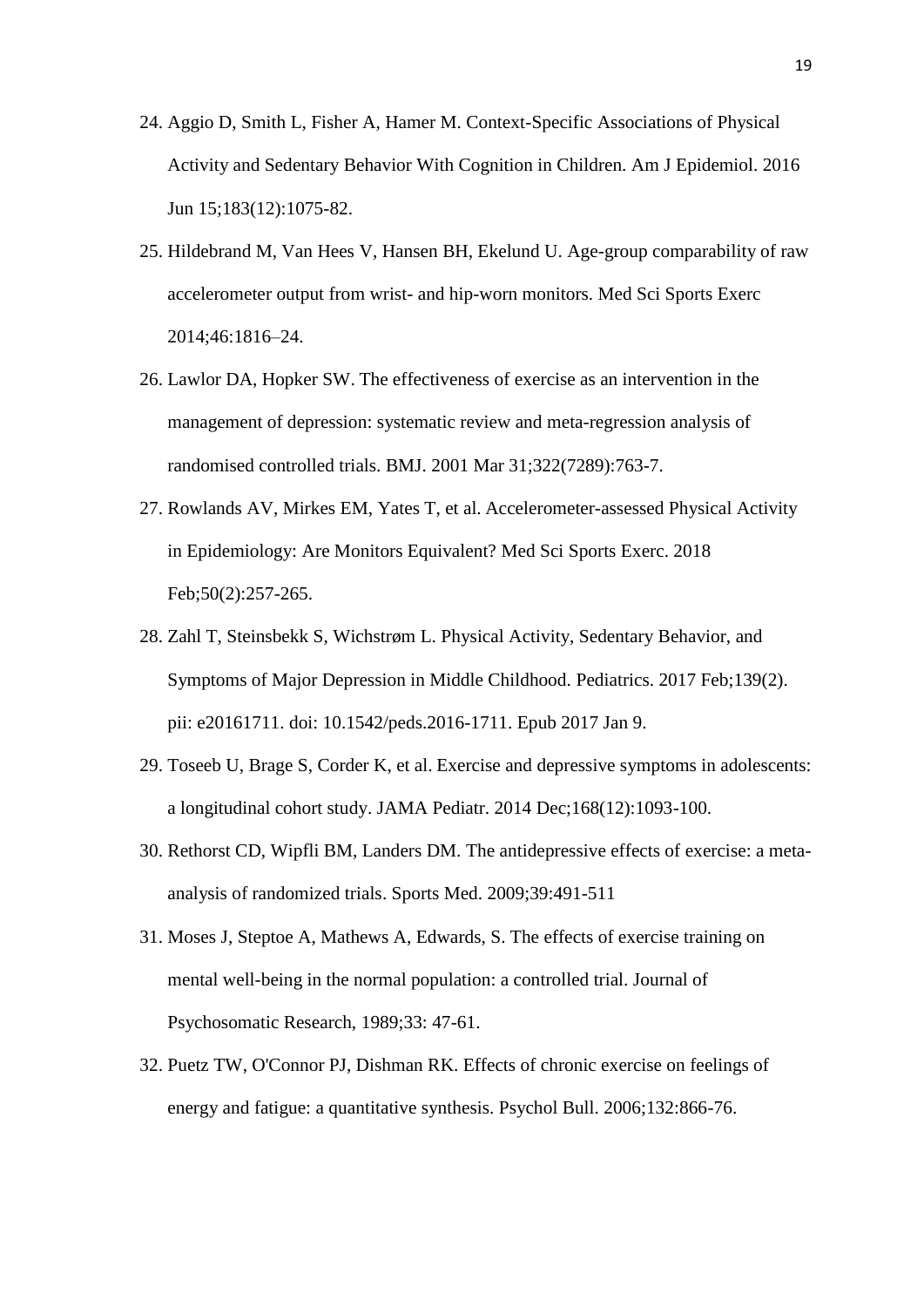24. Aggio D, Smith L, Fisher A, Hamer M. Context-Specific Associations of Physical Activity and Sedentary Behavior With Cognition in Children. Am J Epidemiol. 2016 Jun 15;183(12):1075-82.
25. Hildebrand M, Van Hees V, Hansen BH, Ekelund U. Age-group comparability of raw accelerometer output from wrist- and hip-worn monitors. Med Sci Sports Exerc 2014;46:1816–24.
26. Lawlor DA, Hopker SW. The effectiveness of exercise as an intervention in the management of depression: systematic review and meta-regression analysis of randomised controlled trials. BMJ. 2001 Mar 31;322(7289):763-7.
27. Rowlands AV, Mirkes EM, Yates T, et al. Accelerometer-assessed Physical Activity in Epidemiology: Are Monitors Equivalent? Med Sci Sports Exerc. 2018 Feb;50(2):257-265.
28. Zahl T, Steinsbekk S, Wichstrøm L. Physical Activity, Sedentary Behavior, and Symptoms of Major Depression in Middle Childhood. Pediatrics. 2017 Feb;139(2). pii: e20161711. doi: 10.1542/peds.2016-1711. Epub 2017 Jan 9.
29. Toseeb U, Brage S, Corder K, et al. Exercise and depressive symptoms in adolescents: a longitudinal cohort study. JAMA Pediatr. 2014 Dec;168(12):1093-100.
30. Rethorst CD, Wipfli BM, Landers DM. The antidepressive effects of exercise: a meta-analysis of randomized trials. Sports Med. 2009;39:491-511
31. Moses J, Steptoe A, Mathews A, Edwards, S. The effects of exercise training on mental well-being in the normal population: a controlled trial. Journal of Psychosomatic Research, 1989;33: 47-61.
32. Puetz TW, O'Connor PJ, Dishman RK. Effects of chronic exercise on feelings of energy and fatigue: a quantitative synthesis. Psychol Bull. 2006;132:866-76.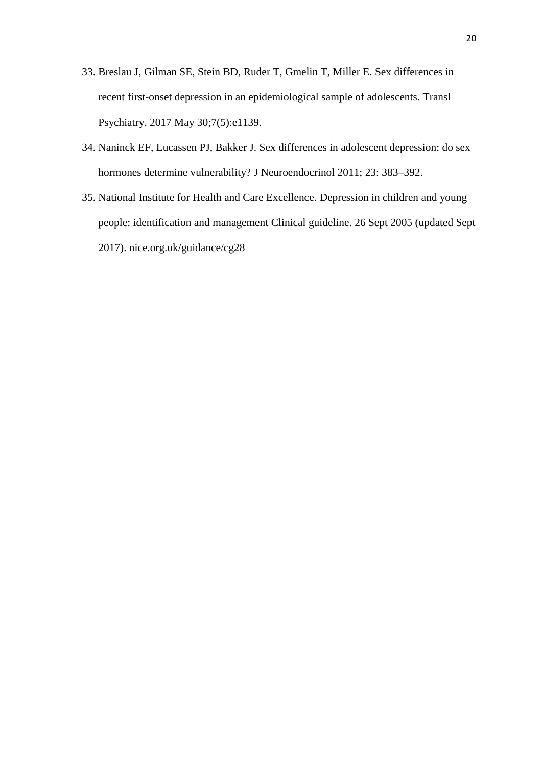33. Breslau J, Gilman SE, Stein BD, Ruder T, Gmelin T, Miller E. Sex differences in recent first-onset depression in an epidemiological sample of adolescents. Transl Psychiatry. 2017 May 30;7(5):e1139.
34. Naninck EF, Lucassen PJ, Bakker J. Sex differences in adolescent depression: do sex hormones determine vulnerability? J Neuroendocrinol 2011; 23: 383–392.
35. National Institute for Health and Care Excellence. Depression in children and young people: identification and management Clinical guideline. 26 Sept 2005 (updated Sept 2017). nice.org.uk/guidance/cg28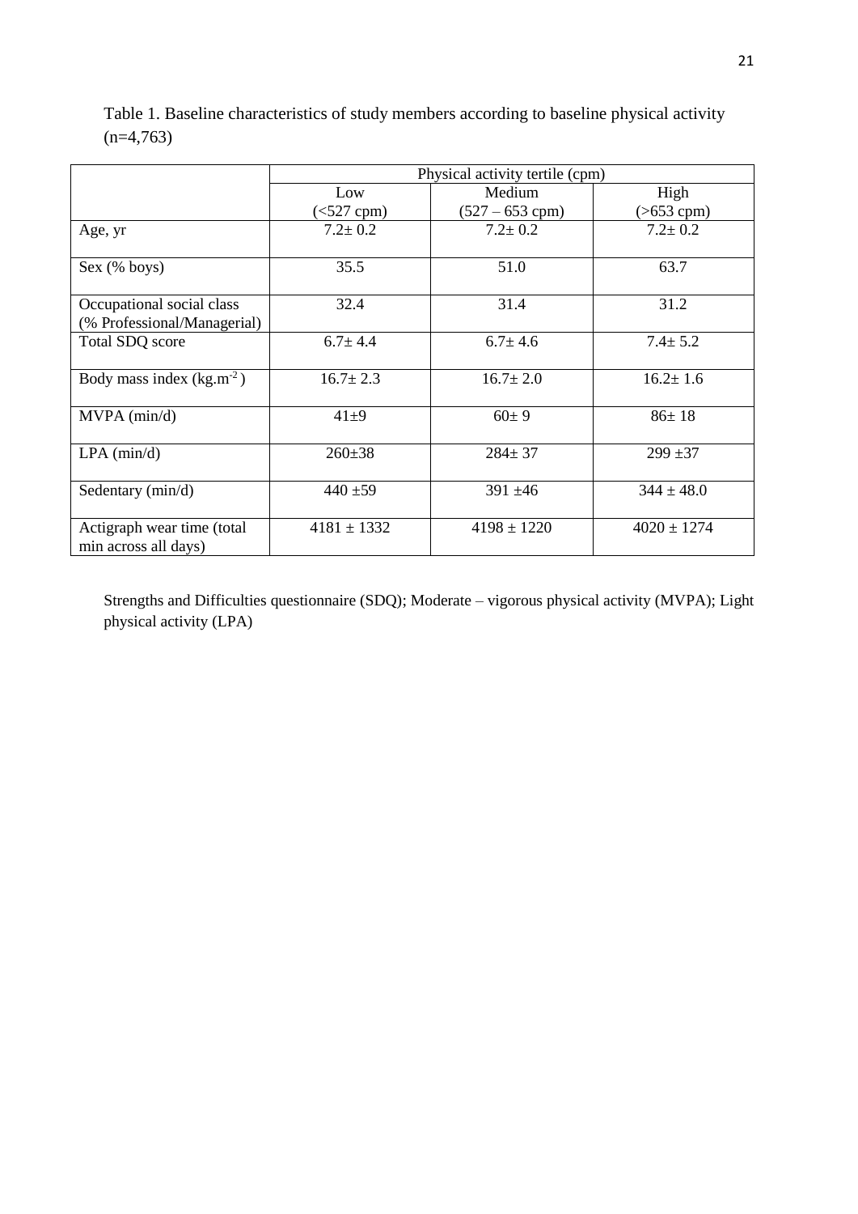Table 1. Baseline characteristics of study members according to baseline physical activity (n=4,763)

| | Physical activity tertile (cpm) | | |
|---|---|---|---|
| | Low (<527 cpm) | Medium (527 – 653 cpm) | High (>653 cpm) |
| Age, yr | 7.2± 0.2 | 7.2± 0.2 | 7.2± 0.2 |
| Sex (% boys) | 35.5 | 51.0 | 63.7 |
| Occupational social class (% Professional/Managerial) | 32.4 | 31.4 | 31.2 |
| Total SDQ score | 6.7± 4.4 | 6.7± 4.6 | 7.4± 5.2 |
| Body mass index ($kg.m^{-2}$) | 16.7± 2.3 | 16.7± 2.0 | 16.2± 1.6 |
| MVPA (min/d) | 41±9 | 60± 9 | 86± 18 |
| LPA (min/d) | 260±38 | 284± 37 | 299 ±37 |
| Sedentary (min/d) | 440 ±59 | 391 ±46 | 344 ± 48.0 |
| Actigraph wear time (total min across all days) | 4181 ± 1332 | 4198 ± 1220 | 4020 ± 1274 |

Strengths and Difficulties questionnaire (SDQ); Moderate – vigorous physical activity (MVPA); Light physical activity (LPA)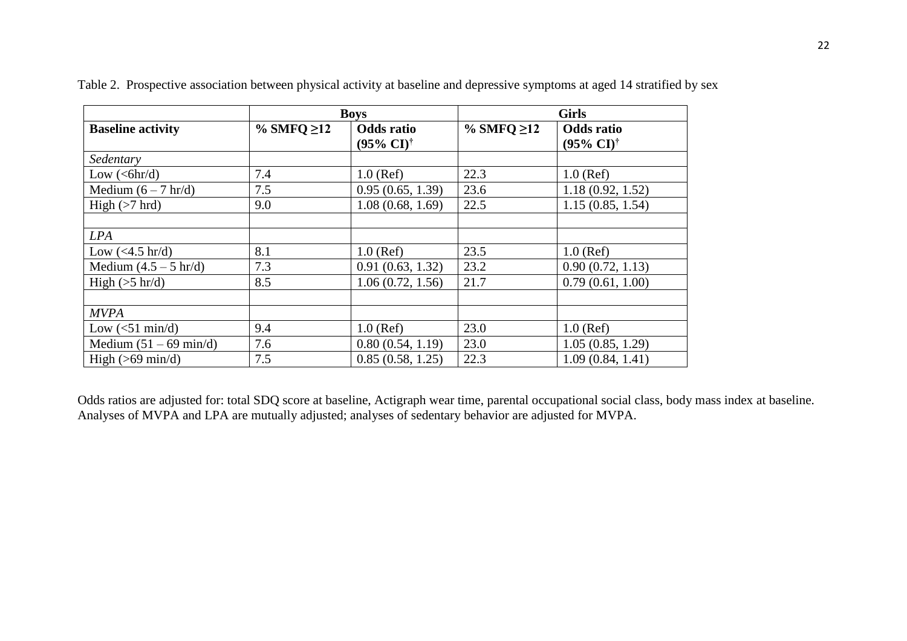Table 2. Prospective association between physical activity at baseline and depressive symptoms at aged 14 stratified by sex

| | **Boys** | | **Girls** | |
|---|---|---|---|---|
| **Baseline activity** | **% SMFQ ≥12** | **Odds ratio (95% CI)[†]** | **% SMFQ ≥12** | **Odds ratio (95% CI)[†]** |
| *Sedentary* | | | | |
| Low (<6hr/d) | 7.4 | 1.0 (Ref) | 22.3 | 1.0 (Ref) |
| Medium (6 – 7 hr/d) | 7.5 | 0.95 (0.65, 1.39) | 23.6 | 1.18 (0.92, 1.52) |
| High (>7 hrd) | 9.0 | 1.08 (0.68, 1.69) | 22.5 | 1.15 (0.85, 1.54) |
| | | | | |
| *LPA* | | | | |
| Low (<4.5 hr/d) | 8.1 | 1.0 (Ref) | 23.5 | 1.0 (Ref) |
| Medium (4.5 – 5 hr/d) | 7.3 | 0.91 (0.63, 1.32) | 23.2 | 0.90 (0.72, 1.13) |
| High (>5 hr/d) | 8.5 | 1.06 (0.72, 1.56) | 21.7 | 0.79 (0.61, 1.00) |
| | | | | |
| *MVPA* | | | | |
| Low (<51 min/d) | 9.4 | 1.0 (Ref) | 23.0 | 1.0 (Ref) |
| Medium (51 – 69 min/d) | 7.6 | 0.80 (0.54, 1.19) | 23.0 | 1.05 (0.85, 1.29) |
| High (>69 min/d) | 7.5 | 0.85 (0.58, 1.25) | 22.3 | 1.09 (0.84, 1.41) |

Odds ratios are adjusted for: total SDQ score at baseline, Actigraph wear time, parental occupational social class, body mass index at baseline. Analyses of MVPA and LPA are mutually adjusted; analyses of sedentary behavior are adjusted for MVPA.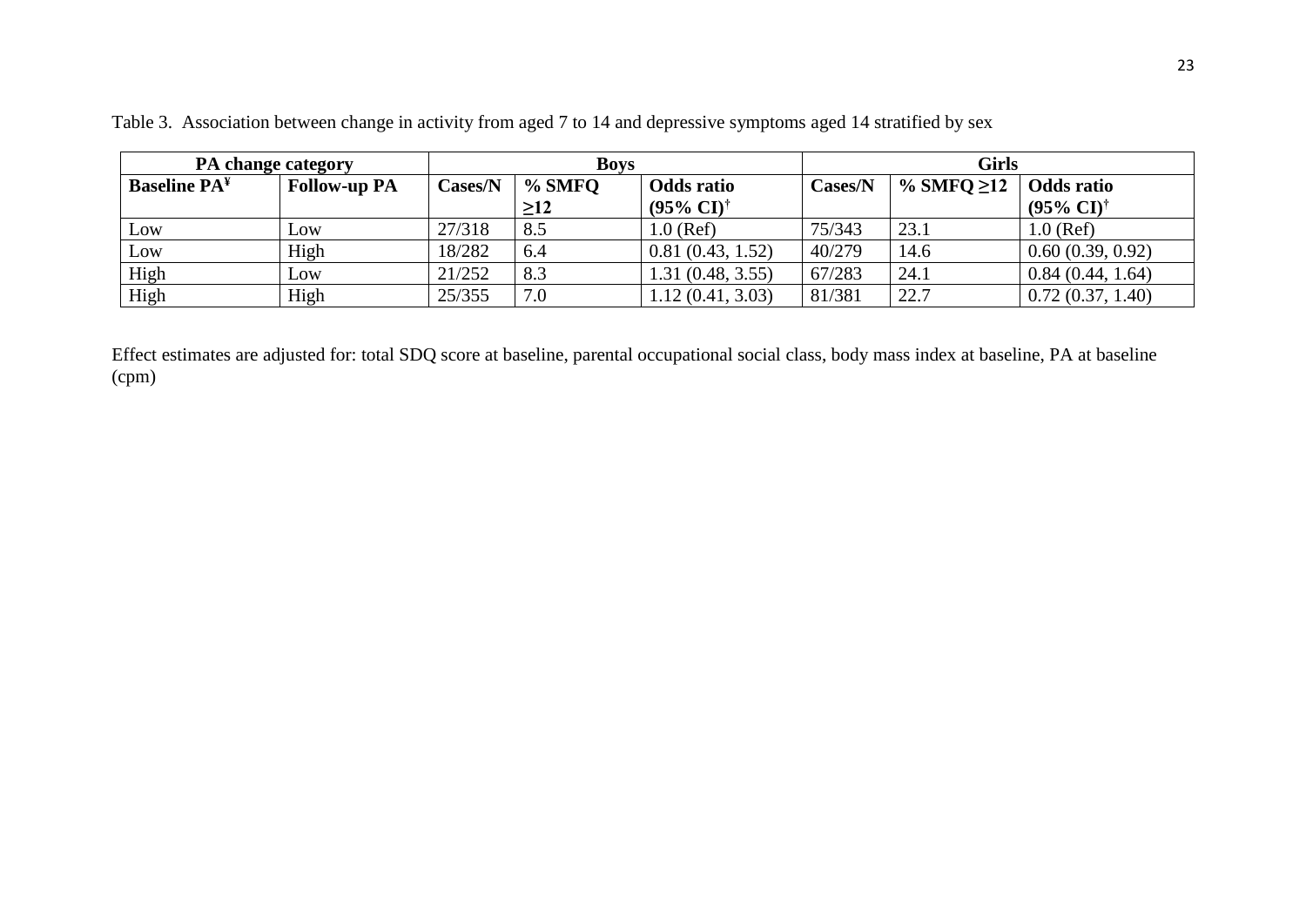Table 3. Association between change in activity from aged 7 to 14 and depressive symptoms aged 14 stratified by sex

| PA change category | | Boys | | | Girls | | |
|---|---|---|---|---|---|---|---|
| Baseline PA[¥] | Follow-up PA | Cases/N | % SMFQ ≥12 | Odds ratio (95% CI)[†] | Cases/N | % SMFQ ≥12 | Odds ratio (95% CI)[†] |
| Low | Low | 27/318 | 8.5 | 1.0 (Ref) | 75/343 | 23.1 | 1.0 (Ref) |
| Low | High | 18/282 | 6.4 | 0.81 (0.43, 1.52) | 40/279 | 14.6 | 0.60 (0.39, 0.92) |
| High | Low | 21/252 | 8.3 | 1.31 (0.48, 3.55) | 67/283 | 24.1 | 0.84 (0.44, 1.64) |
| High | High | 25/355 | 7.0 | 1.12 (0.41, 3.03) | 81/381 | 22.7 | 0.72 (0.37, 1.40) |

Effect estimates are adjusted for: total SDQ score at baseline, parental occupational social class, body mass index at baseline, PA at baseline (cpm)